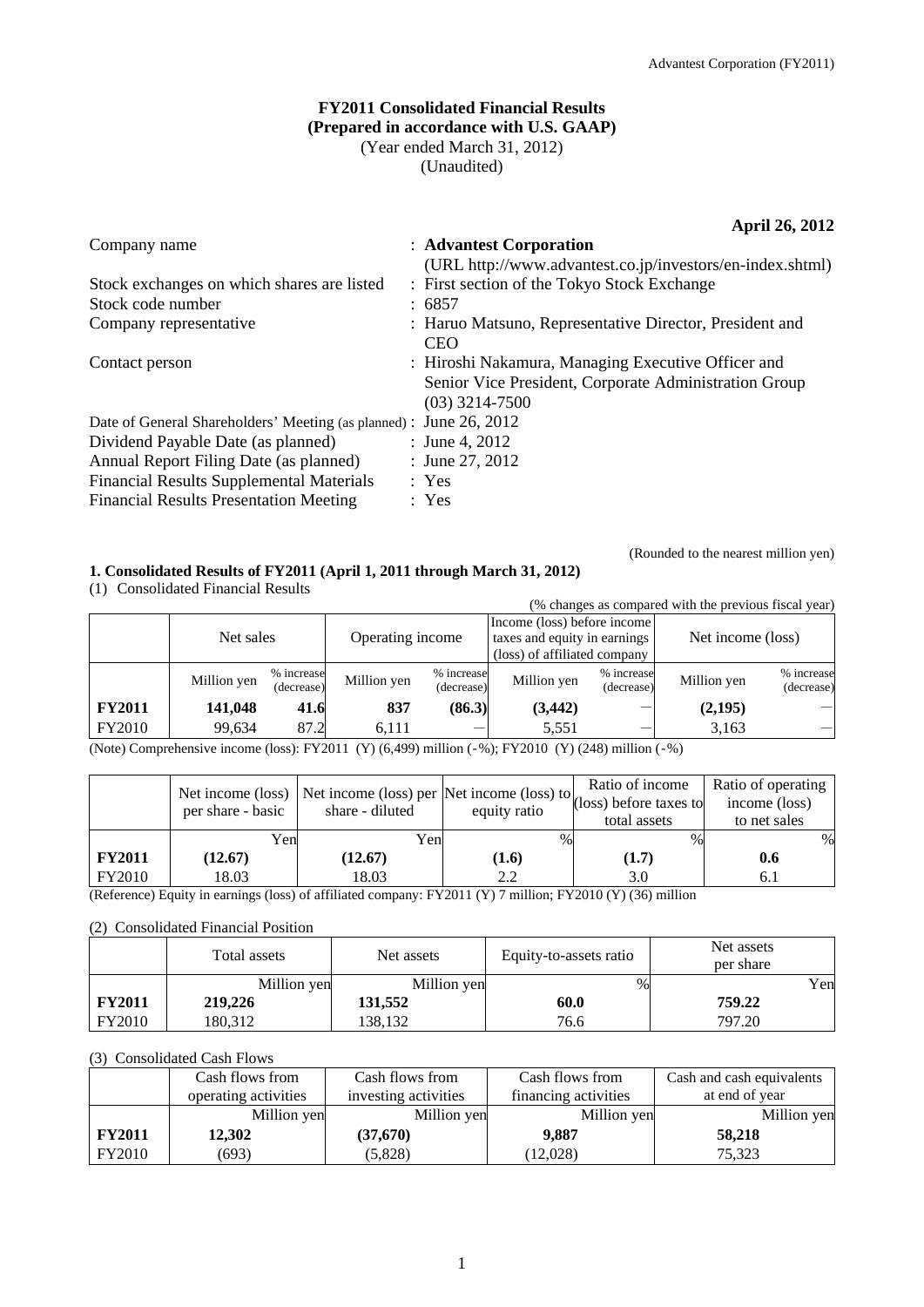# FY2011 Consolidated Financial Results
## (Prepared in accordance with U.S. GAAP)
(Year ended March 31, 2012)
(Unaudited)

**April 26, 2012**

| | |
|---|---|
| Company name | : **Advantest Corporation** (URL http://www.advantest.co.jp/investors/en-index.shtml) |
| Stock exchanges on which shares are listed | : First section of the Tokyo Stock Exchange |
| Stock code number | : 6857 |
| Company representative | : Haruo Matsuno, Representative Director, President and CEO |
| Contact person | : Hiroshi Nakamura, Managing Executive Officer and Senior Vice President, Corporate Administration Group (03) 3214-7500 |
| Date of General Shareholders' Meeting (as planned) | : June 26, 2012 |
| Dividend Payable Date (as planned) | : June 4, 2012 |
| Annual Report Filing Date (as planned) | : June 27, 2012 |
| Financial Results Supplemental Materials | : Yes |
| Financial Results Presentation Meeting | : Yes |

(Rounded to the nearest million yen)

### 1. Consolidated Results of FY2011 (April 1, 2011 through March 31, 2012)

(1) Consolidated Financial Results

(% changes as compared with the previous fiscal year)

| | Net sales | | Operating income | | Income (loss) before income taxes and equity in earnings (loss) of affiliated company | | Net income (loss) | |
|---|---|---|---|---|---|---|---|---|
| | Million yen | % increase (decrease) | Million yen | % increase (decrease) | Million yen | % increase (decrease) | Million yen | % increase (decrease) |
| **FY2011** | **141,048** | **41.6** | **837** | **(86.3)** | **(3,442)** | — | **(2,195)** | — |
| FY2010 | 99,634 | 87.2 | 6,111 | — | 5,551 | — | 3,163 | — |

(Note) Comprehensive income (loss): FY2011 (Y) (6,499) million (-%); FY2010 (Y) (248) million (-%)

| | Net income (loss) per share - basic | Net income (loss) per share - diluted | Net income (loss) to equity ratio | Ratio of income (loss) before taxes to total assets | Ratio of operating income (loss) to net sales |
|---|---|---|---|---|---|
| | Yen | Yen | % | % | % |
| **FY2011** | **(12.67)** | **(12.67)** | **(1.6)** | **(1.7)** | **0.6** |
| FY2010 | 18.03 | 18.03 | 2.2 | 3.0 | 6.1 |

(Reference) Equity in earnings (loss) of affiliated company: FY2011 (Y) 7 million; FY2010 (Y) (36) million

(2) Consolidated Financial Position

| | Total assets | Net assets | Equity-to-assets ratio | Net assets per share |
|---|---|---|---|---|
| | Million yen | Million yen | % | Yen |
| **FY2011** | **219,226** | **131,552** | **60.0** | **759.22** |
| FY2010 | 180,312 | 138,132 | 76.6 | 797.20 |

(3) Consolidated Cash Flows

| | Cash flows from operating activities | Cash flows from investing activities | Cash flows from financing activities | Cash and cash equivalents at end of year |
|---|---|---|---|---|
| | Million yen | Million yen | Million yen | Million yen |
| **FY2011** | **12,302** | **(37,670)** | **9,887** | **58,218** |
| FY2010 | (693) | (5,828) | (12,028) | 75,323 |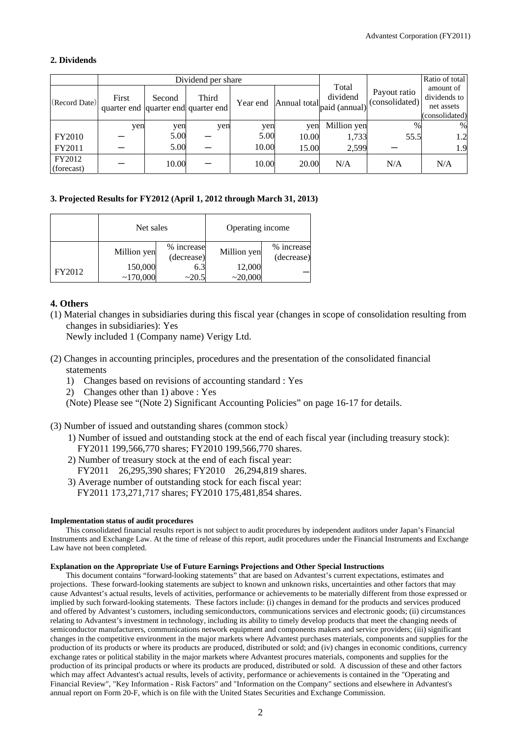## 2. Dividends

| (Record Date) | Dividend per share | | | | | Total dividend paid (annual) | Payout ratio (consolidated) | Ratio of total amount of dividends to net assets (consolidated) |
|---|---|---|---|---|---|---|---|---|
| | First quarter end | Second quarter end | Third quarter end | Year end | Annual total | | | |
| | yen | yen | yen | yen | yen | Million yen | % | % |
| FY2010 | － | 5.00 | － | 5.00 | 10.00 | 1,733 | 55.5 | 1.2 |
| FY2011 | － | 5.00 | － | 10.00 | 15.00 | 2,599 | － | 1.9 |
| FY2012 (forecast) | － | 10.00 | － | 10.00 | 20.00 | N/A | N/A | N/A |

## 3. Projected Results for FY2012 (April 1, 2012 through March 31, 2013)

| | Net sales | | Operating income | |
|---|---|---|---|---|
| | Million yen | % increase (decrease) | Million yen | % increase (decrease) |
| FY2012 | 150,000 ~170,000 | 6.3 ~20.5 | 12,000 ~20,000 | － |

## 4. Others

(1) Material changes in subsidiaries during this fiscal year (changes in scope of consolidation resulting from changes in subsidiaries): Yes
Newly included 1 (Company name) Verigy Ltd.

(2) Changes in accounting principles, procedures and the presentation of the consolidated financial statements
1) Changes based on revisions of accounting standard : Yes
2) Changes other than 1) above : Yes
(Note) Please see "(Note 2) Significant Accounting Policies" on page 16-17 for details.

(3) Number of issued and outstanding shares (common stock)
1) Number of issued and outstanding stock at the end of each fiscal year (including treasury stock): FY2011 199,566,770 shares; FY2010 199,566,770 shares.
2) Number of treasury stock at the end of each fiscal year: FY2011 26,295,390 shares; FY2010 26,294,819 shares.
3) Average number of outstanding stock for each fiscal year: FY2011 173,271,717 shares; FY2010 175,481,854 shares.

**Implementation status of audit procedures**

This consolidated financial results report is not subject to audit procedures by independent auditors under Japan's Financial Instruments and Exchange Law. At the time of release of this report, audit procedures under the Financial Instruments and Exchange Law have not been completed.

**Explanation on the Appropriate Use of Future Earnings Projections and Other Special Instructions**

This document contains "forward-looking statements" that are based on Advantest's current expectations, estimates and projections. These forward-looking statements are subject to known and unknown risks, uncertainties and other factors that may cause Advantest's actual results, levels of activities, performance or achievements to be materially different from those expressed or implied by such forward-looking statements. These factors include: (i) changes in demand for the products and services produced and offered by Advantest's customers, including semiconductors, communications services and electronic goods; (ii) circumstances relating to Advantest's investment in technology, including its ability to timely develop products that meet the changing needs of semiconductor manufacturers, communications network equipment and components makers and service providers; (iii) significant changes in the competitive environment in the major markets where Advantest purchases materials, components and supplies for the production of its products or where its products are produced, distributed or sold; and (iv) changes in economic conditions, currency exchange rates or political stability in the major markets where Advantest procures materials, components and supplies for the production of its principal products or where its products are produced, distributed or sold. A discussion of these and other factors which may affect Advantest's actual results, levels of activity, performance or achievements is contained in the "Operating and Financial Review", "Key Information - Risk Factors" and "Information on the Company" sections and elsewhere in Advantest's annual report on Form 20-F, which is on file with the United States Securities and Exchange Commission.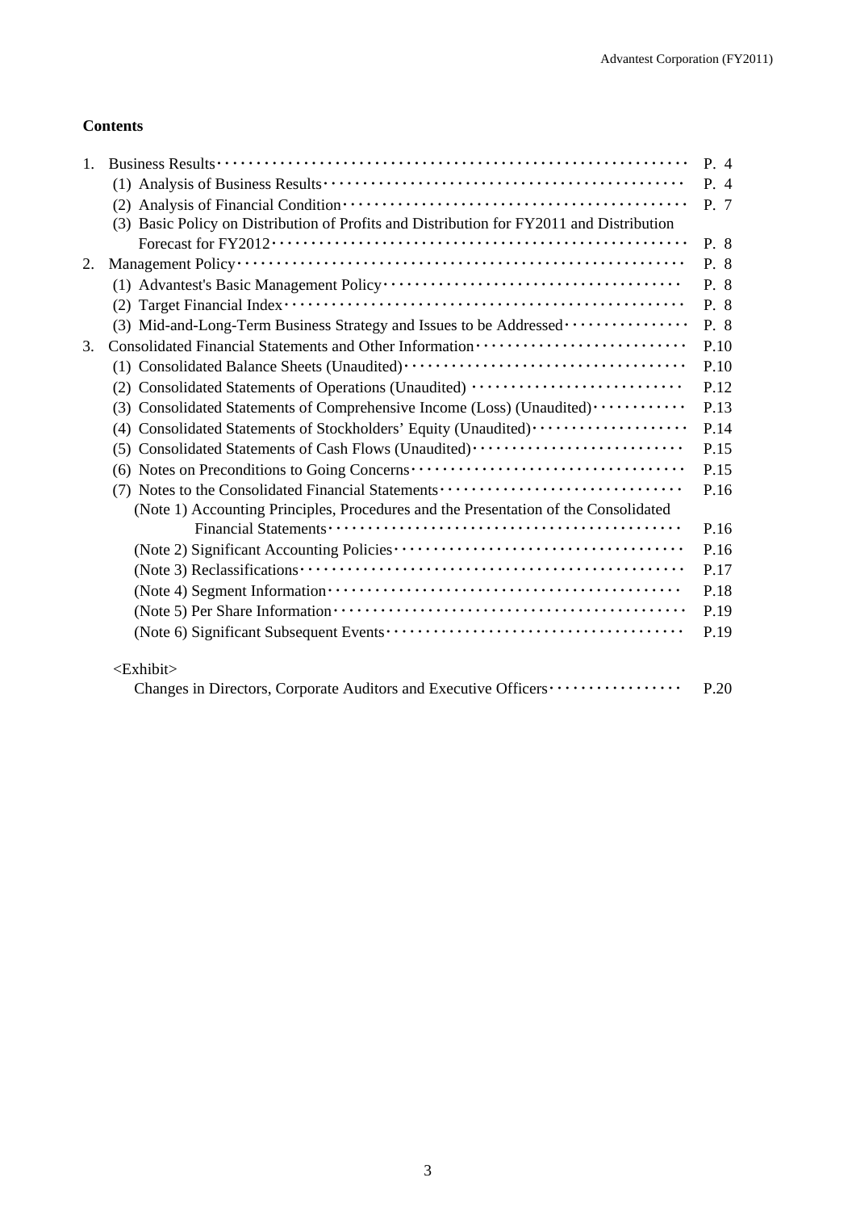**Contents**

| | | |
|---|---|---|
| 1. | Business Results | P. 4 |
| | (1) Analysis of Business Results | P. 4 |
| | (2) Analysis of Financial Condition | P. 7 |
| | (3) Basic Policy on Distribution of Profits and Distribution for FY2011 and Distribution Forecast for FY2012 | P. 8 |
| 2. | Management Policy | P. 8 |
| | (1) Advantest's Basic Management Policy | P. 8 |
| | (2) Target Financial Index | P. 8 |
| | (3) Mid-and-Long-Term Business Strategy and Issues to be Addressed | P. 8 |
| 3. | Consolidated Financial Statements and Other Information | P.10 |
| | (1) Consolidated Balance Sheets (Unaudited) | P.10 |
| | (2) Consolidated Statements of Operations (Unaudited) | P.12 |
| | (3) Consolidated Statements of Comprehensive Income (Loss) (Unaudited) | P.13 |
| | (4) Consolidated Statements of Stockholders' Equity (Unaudited) | P.14 |
| | (5) Consolidated Statements of Cash Flows (Unaudited) | P.15 |
| | (6) Notes on Preconditions to Going Concerns | P.15 |
| | (7) Notes to the Consolidated Financial Statements | P.16 |
| | (Note 1) Accounting Principles, Procedures and the Presentation of the Consolidated Financial Statements | P.16 |
| | (Note 2) Significant Accounting Policies | P.16 |
| | (Note 3) Reclassifications | P.17 |
| | (Note 4) Segment Information | P.18 |
| | (Note 5) Per Share Information | P.19 |
| | (Note 6) Significant Subsequent Events | P.19 |

<Exhibit>

| | |
|---|---|
| Changes in Directors, Corporate Auditors and Executive Officers | P.20 |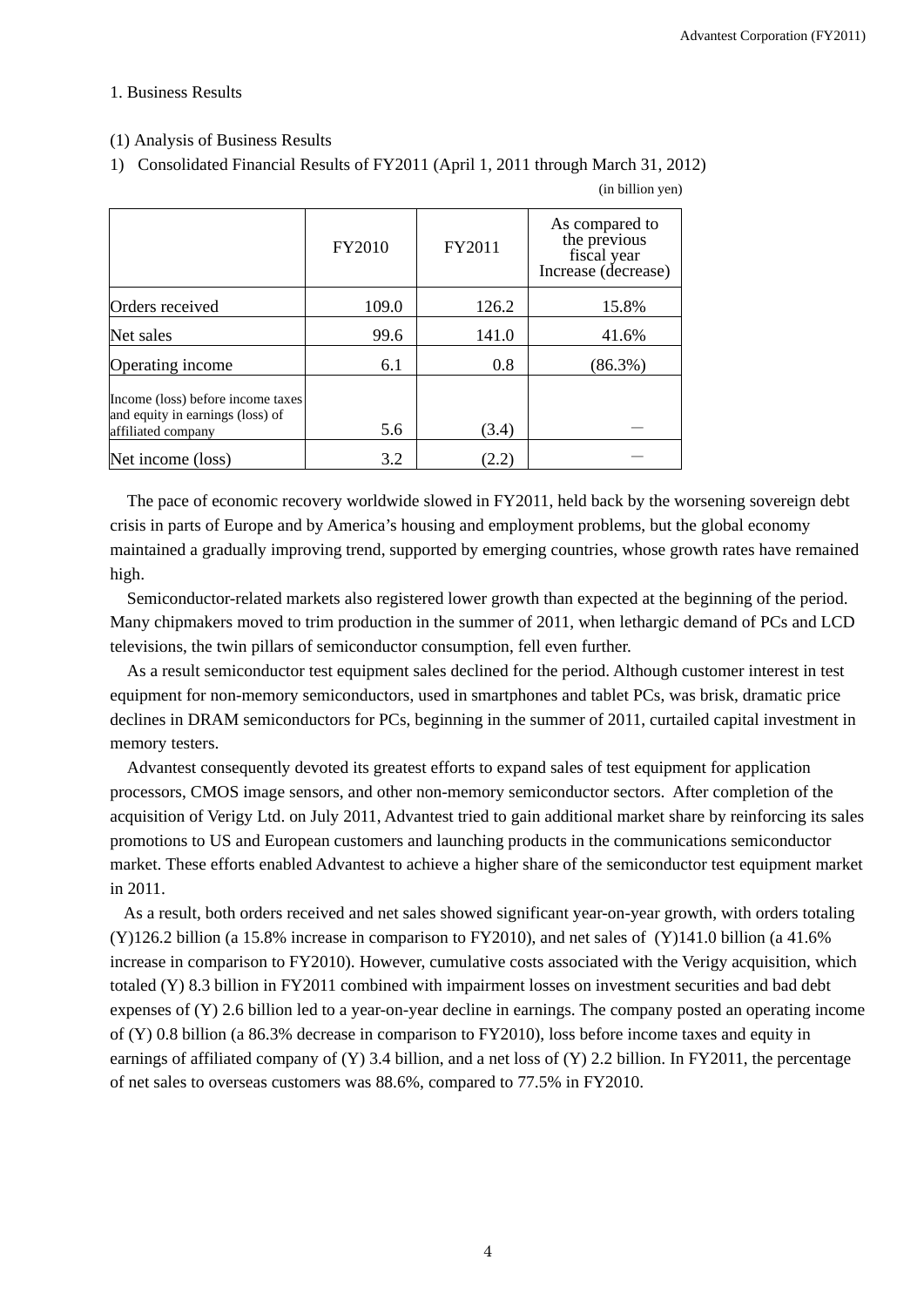## 1. Business Results

### (1) Analysis of Business Results

1) Consolidated Financial Results of FY2011 (April 1, 2011 through March 31, 2012)

(in billion yen)

| | FY2010 | FY2011 | As compared to the previous fiscal year Increase (decrease) |
|---|---|---|---|
| Orders received | 109.0 | 126.2 | 15.8% |
| Net sales | 99.6 | 141.0 | 41.6% |
| Operating income | 6.1 | 0.8 | (86.3%) |
| Income (loss) before income taxes and equity in earnings (loss) of affiliated company | 5.6 | (3.4) | − |
| Net income (loss) | 3.2 | (2.2) | − |

The pace of economic recovery worldwide slowed in FY2011, held back by the worsening sovereign debt crisis in parts of Europe and by America's housing and employment problems, but the global economy maintained a gradually improving trend, supported by emerging countries, whose growth rates have remained high.

Semiconductor-related markets also registered lower growth than expected at the beginning of the period. Many chipmakers moved to trim production in the summer of 2011, when lethargic demand of PCs and LCD televisions, the twin pillars of semiconductor consumption, fell even further.

As a result semiconductor test equipment sales declined for the period. Although customer interest in test equipment for non-memory semiconductors, used in smartphones and tablet PCs, was brisk, dramatic price declines in DRAM semiconductors for PCs, beginning in the summer of 2011, curtailed capital investment in memory testers.

Advantest consequently devoted its greatest efforts to expand sales of test equipment for application processors, CMOS image sensors, and other non-memory semiconductor sectors. After completion of the acquisition of Verigy Ltd. on July 2011, Advantest tried to gain additional market share by reinforcing its sales promotions to US and European customers and launching products in the communications semiconductor market. These efforts enabled Advantest to achieve a higher share of the semiconductor test equipment market in 2011.

As a result, both orders received and net sales showed significant year-on-year growth, with orders totaling (Y)126.2 billion (a 15.8% increase in comparison to FY2010), and net sales of (Y)141.0 billion (a 41.6% increase in comparison to FY2010). However, cumulative costs associated with the Verigy acquisition, which totaled (Y) 8.3 billion in FY2011 combined with impairment losses on investment securities and bad debt expenses of (Y) 2.6 billion led to a year-on-year decline in earnings. The company posted an operating income of (Y) 0.8 billion (a 86.3% decrease in comparison to FY2010), loss before income taxes and equity in earnings of affiliated company of (Y) 3.4 billion, and a net loss of (Y) 2.2 billion. In FY2011, the percentage of net sales to overseas customers was 88.6%, compared to 77.5% in FY2010.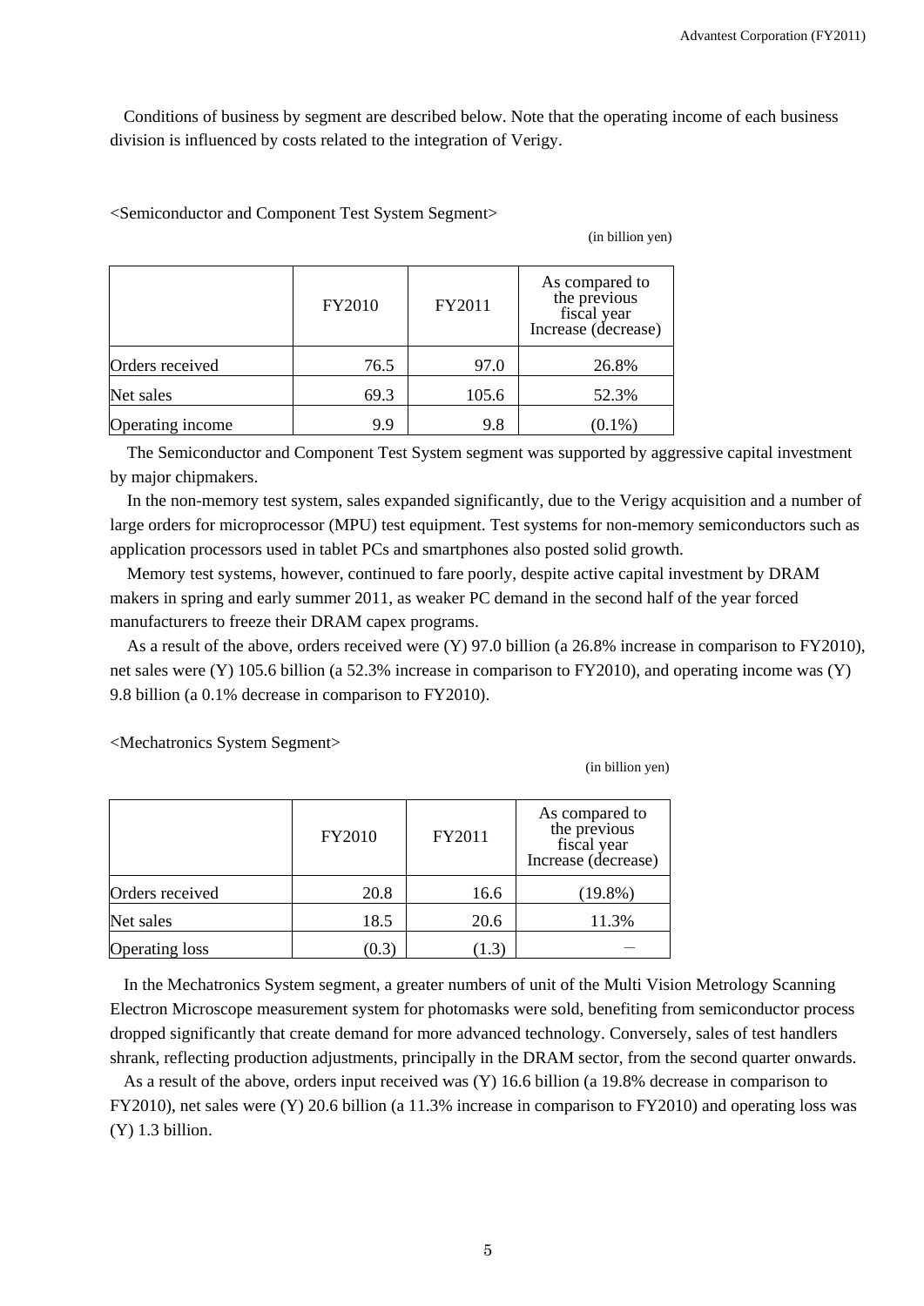Conditions of business by segment are described below. Note that the operating income of each business division is influenced by costs related to the integration of Verigy.

<Semiconductor and Component Test System Segment>

(in billion yen)

| | FY2010 | FY2011 | As compared to the previous fiscal year Increase (decrease) |
|---|---|---|---|
| Orders received | 76.5 | 97.0 | 26.8% |
| Net sales | 69.3 | 105.6 | 52.3% |
| Operating income | 9.9 | 9.8 | (0.1%) |

The Semiconductor and Component Test System segment was supported by aggressive capital investment by major chipmakers.

In the non-memory test system, sales expanded significantly, due to the Verigy acquisition and a number of large orders for microprocessor (MPU) test equipment. Test systems for non-memory semiconductors such as application processors used in tablet PCs and smartphones also posted solid growth.

Memory test systems, however, continued to fare poorly, despite active capital investment by DRAM makers in spring and early summer 2011, as weaker PC demand in the second half of the year forced manufacturers to freeze their DRAM capex programs.

As a result of the above, orders received were (Y) 97.0 billion (a 26.8% increase in comparison to FY2010), net sales were (Y) 105.6 billion (a 52.3% increase in comparison to FY2010), and operating income was (Y) 9.8 billion (a 0.1% decrease in comparison to FY2010).

<Mechatronics System Segment>

(in billion yen)

| | FY2010 | FY2011 | As compared to the previous fiscal year Increase (decrease) |
|---|---|---|---|
| Orders received | 20.8 | 16.6 | (19.8%) |
| Net sales | 18.5 | 20.6 | 11.3% |
| Operating loss | (0.3) | (1.3) | ― |

In the Mechatronics System segment, a greater numbers of unit of the Multi Vision Metrology Scanning Electron Microscope measurement system for photomasks were sold, benefiting from semiconductor process dropped significantly that create demand for more advanced technology. Conversely, sales of test handlers shrank, reflecting production adjustments, principally in the DRAM sector, from the second quarter onwards.

As a result of the above, orders input received was (Y) 16.6 billion (a 19.8% decrease in comparison to FY2010), net sales were (Y) 20.6 billion (a 11.3% increase in comparison to FY2010) and operating loss was (Y) 1.3 billion.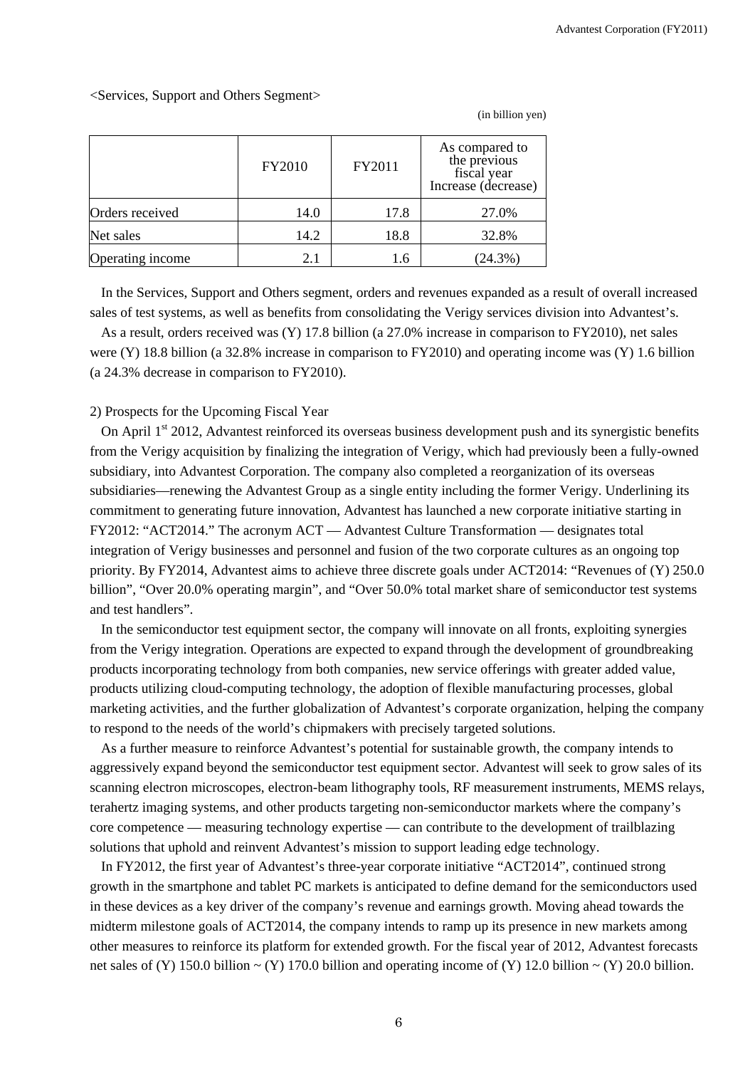<Services, Support and Others Segment>

(in billion yen)

| | FY2010 | FY2011 | As compared to the previous fiscal year Increase (decrease) |
|---|---|---|---|
| Orders received | 14.0 | 17.8 | 27.0% |
| Net sales | 14.2 | 18.8 | 32.8% |
| Operating income | 2.1 | 1.6 | (24.3%) |

In the Services, Support and Others segment, orders and revenues expanded as a result of overall increased sales of test systems, as well as benefits from consolidating the Verigy services division into Advantest's.

As a result, orders received was (Y) 17.8 billion (a 27.0% increase in comparison to FY2010), net sales were (Y) 18.8 billion (a 32.8% increase in comparison to FY2010) and operating income was (Y) 1.6 billion (a 24.3% decrease in comparison to FY2010).

2) Prospects for the Upcoming Fiscal Year

On April 1st 2012, Advantest reinforced its overseas business development push and its synergistic benefits from the Verigy acquisition by finalizing the integration of Verigy, which had previously been a fully-owned subsidiary, into Advantest Corporation. The company also completed a reorganization of its overseas subsidiaries—renewing the Advantest Group as a single entity including the former Verigy. Underlining its commitment to generating future innovation, Advantest has launched a new corporate initiative starting in FY2012: "ACT2014." The acronym ACT — Advantest Culture Transformation — designates total integration of Verigy businesses and personnel and fusion of the two corporate cultures as an ongoing top priority. By FY2014, Advantest aims to achieve three discrete goals under ACT2014: "Revenues of (Y) 250.0 billion", "Over 20.0% operating margin", and "Over 50.0% total market share of semiconductor test systems and test handlers".

In the semiconductor test equipment sector, the company will innovate on all fronts, exploiting synergies from the Verigy integration. Operations are expected to expand through the development of groundbreaking products incorporating technology from both companies, new service offerings with greater added value, products utilizing cloud-computing technology, the adoption of flexible manufacturing processes, global marketing activities, and the further globalization of Advantest's corporate organization, helping the company to respond to the needs of the world's chipmakers with precisely targeted solutions.

As a further measure to reinforce Advantest's potential for sustainable growth, the company intends to aggressively expand beyond the semiconductor test equipment sector. Advantest will seek to grow sales of its scanning electron microscopes, electron-beam lithography tools, RF measurement instruments, MEMS relays, terahertz imaging systems, and other products targeting non-semiconductor markets where the company's core competence — measuring technology expertise — can contribute to the development of trailblazing solutions that uphold and reinvent Advantest's mission to support leading edge technology.

In FY2012, the first year of Advantest's three-year corporate initiative "ACT2014", continued strong growth in the smartphone and tablet PC markets is anticipated to define demand for the semiconductors used in these devices as a key driver of the company's revenue and earnings growth. Moving ahead towards the midterm milestone goals of ACT2014, the company intends to ramp up its presence in new markets among other measures to reinforce its platform for extended growth. For the fiscal year of 2012, Advantest forecasts net sales of (Y) 150.0 billion ~ (Y) 170.0 billion and operating income of (Y) 12.0 billion ~ (Y) 20.0 billion.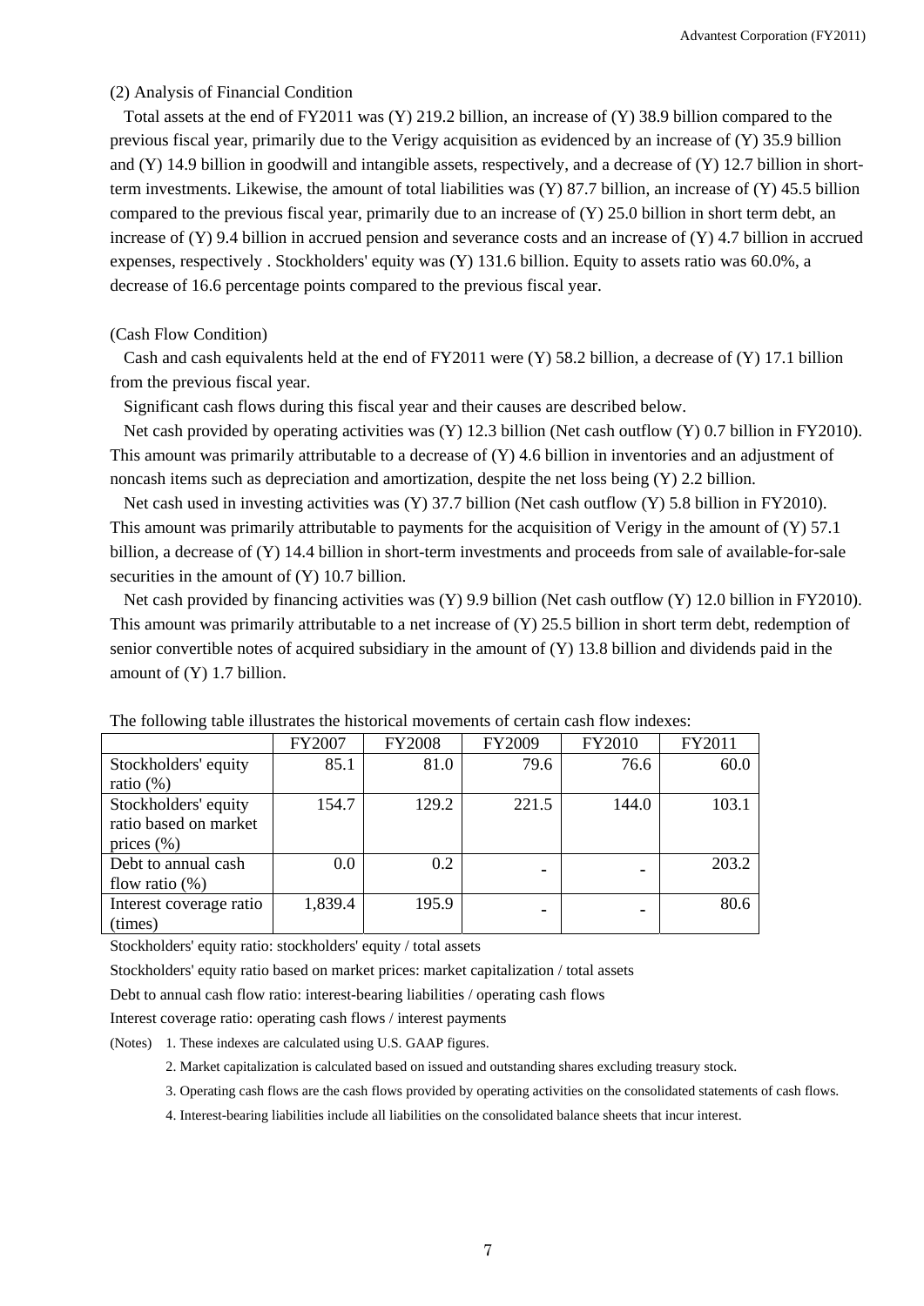(2) Analysis of Financial Condition

Total assets at the end of FY2011 was (Y) 219.2 billion, an increase of (Y) 38.9 billion compared to the previous fiscal year, primarily due to the Verigy acquisition as evidenced by an increase of (Y) 35.9 billion and (Y) 14.9 billion in goodwill and intangible assets, respectively, and a decrease of (Y) 12.7 billion in short-term investments. Likewise, the amount of total liabilities was (Y) 87.7 billion, an increase of (Y) 45.5 billion compared to the previous fiscal year, primarily due to an increase of (Y) 25.0 billion in short term debt, an increase of (Y) 9.4 billion in accrued pension and severance costs and an increase of (Y) 4.7 billion in accrued expenses, respectively . Stockholders' equity was (Y) 131.6 billion. Equity to assets ratio was 60.0%, a decrease of 16.6 percentage points compared to the previous fiscal year.

(Cash Flow Condition)

Cash and cash equivalents held at the end of FY2011 were (Y) 58.2 billion, a decrease of (Y) 17.1 billion from the previous fiscal year.

Significant cash flows during this fiscal year and their causes are described below.

Net cash provided by operating activities was (Y) 12.3 billion (Net cash outflow (Y) 0.7 billion in FY2010). This amount was primarily attributable to a decrease of (Y) 4.6 billion in inventories and an adjustment of noncash items such as depreciation and amortization, despite the net loss being (Y) 2.2 billion.

Net cash used in investing activities was (Y) 37.7 billion (Net cash outflow (Y) 5.8 billion in FY2010). This amount was primarily attributable to payments for the acquisition of Verigy in the amount of (Y) 57.1 billion, a decrease of (Y) 14.4 billion in short-term investments and proceeds from sale of available-for-sale securities in the amount of (Y) 10.7 billion.

Net cash provided by financing activities was (Y) 9.9 billion (Net cash outflow (Y) 12.0 billion in FY2010). This amount was primarily attributable to a net increase of (Y) 25.5 billion in short term debt, redemption of senior convertible notes of acquired subsidiary in the amount of (Y) 13.8 billion and dividends paid in the amount of (Y) 1.7 billion.

The following table illustrates the historical movements of certain cash flow indexes:

| | FY2007 | FY2008 | FY2009 | FY2010 | FY2011 |
|---|---|---|---|---|---|
| Stockholders' equity ratio (%) | 85.1 | 81.0 | 79.6 | 76.6 | 60.0 |
| Stockholders' equity ratio based on market prices (%) | 154.7 | 129.2 | 221.5 | 144.0 | 103.1 |
| Debt to annual cash flow ratio (%) | 0.0 | 0.2 | - | - | 203.2 |
| Interest coverage ratio (times) | 1,839.4 | 195.9 | - | - | 80.6 |

Stockholders' equity ratio: stockholders' equity / total assets

Stockholders' equity ratio based on market prices: market capitalization / total assets

Debt to annual cash flow ratio: interest-bearing liabilities / operating cash flows

Interest coverage ratio: operating cash flows / interest payments

(Notes) 1. These indexes are calculated using U.S. GAAP figures.

2. Market capitalization is calculated based on issued and outstanding shares excluding treasury stock.

3. Operating cash flows are the cash flows provided by operating activities on the consolidated statements of cash flows.

4. Interest-bearing liabilities include all liabilities on the consolidated balance sheets that incur interest.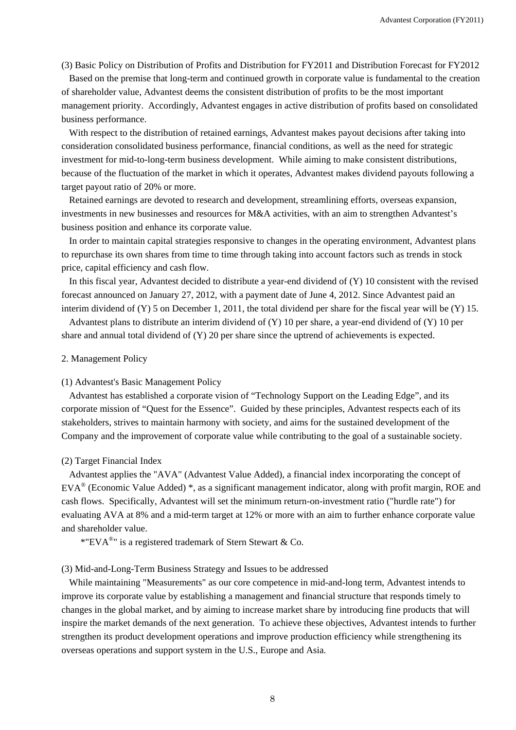### (3) Basic Policy on Distribution of Profits and Distribution for FY2011 and Distribution Forecast for FY2012

Based on the premise that long-term and continued growth in corporate value is fundamental to the creation of shareholder value, Advantest deems the consistent distribution of profits to be the most important management priority. Accordingly, Advantest engages in active distribution of profits based on consolidated business performance.

With respect to the distribution of retained earnings, Advantest makes payout decisions after taking into consideration consolidated business performance, financial conditions, as well as the need for strategic investment for mid-to-long-term business development. While aiming to make consistent distributions, because of the fluctuation of the market in which it operates, Advantest makes dividend payouts following a target payout ratio of 20% or more.

Retained earnings are devoted to research and development, streamlining efforts, overseas expansion, investments in new businesses and resources for M&A activities, with an aim to strengthen Advantest's business position and enhance its corporate value.

In order to maintain capital strategies responsive to changes in the operating environment, Advantest plans to repurchase its own shares from time to time through taking into account factors such as trends in stock price, capital efficiency and cash flow.

In this fiscal year, Advantest decided to distribute a year-end dividend of (Y) 10 consistent with the revised forecast announced on January 27, 2012, with a payment date of June 4, 2012. Since Advantest paid an interim dividend of (Y) 5 on December 1, 2011, the total dividend per share for the fiscal year will be (Y) 15.

Advantest plans to distribute an interim dividend of (Y) 10 per share, a year-end dividend of (Y) 10 per share and annual total dividend of (Y) 20 per share since the uptrend of achievements is expected.

## 2. Management Policy

### (1) Advantest's Basic Management Policy

Advantest has established a corporate vision of "Technology Support on the Leading Edge", and its corporate mission of "Quest for the Essence". Guided by these principles, Advantest respects each of its stakeholders, strives to maintain harmony with society, and aims for the sustained development of the Company and the improvement of corporate value while contributing to the goal of a sustainable society.

### (2) Target Financial Index

Advantest applies the "AVA" (Advantest Value Added), a financial index incorporating the concept of EVA® (Economic Value Added) *, as a significant management indicator, along with profit margin, ROE and cash flows. Specifically, Advantest will set the minimum return-on-investment ratio ("hurdle rate") for evaluating AVA at 8% and a mid-term target at 12% or more with an aim to further enhance corporate value and shareholder value.

*"EVA®" is a registered trademark of Stern Stewart & Co.

### (3) Mid-and-Long-Term Business Strategy and Issues to be addressed

While maintaining "Measurements" as our core competence in mid-and-long term, Advantest intends to improve its corporate value by establishing a management and financial structure that responds timely to changes in the global market, and by aiming to increase market share by introducing fine products that will inspire the market demands of the next generation. To achieve these objectives, Advantest intends to further strengthen its product development operations and improve production efficiency while strengthening its overseas operations and support system in the U.S., Europe and Asia.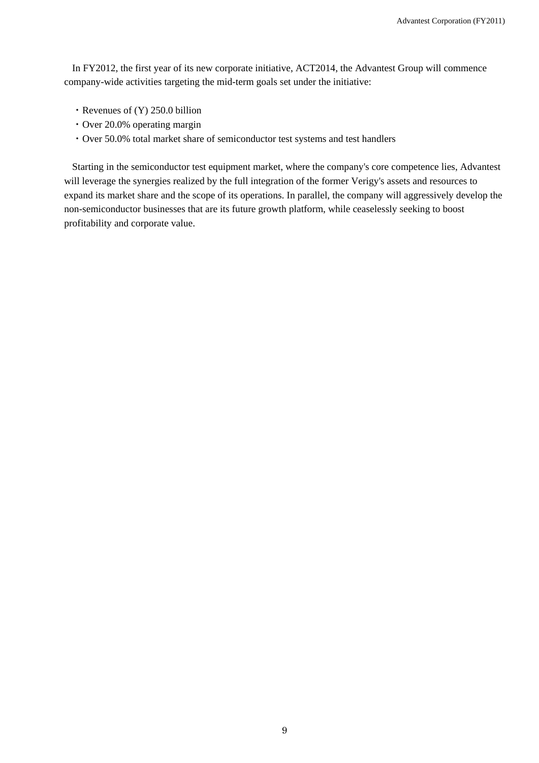In FY2012, the first year of its new corporate initiative, ACT2014, the Advantest Group will commence company-wide activities targeting the mid-term goals set under the initiative:

- Revenues of (Y) 250.0 billion
- Over 20.0% operating margin
- Over 50.0% total market share of semiconductor test systems and test handlers

Starting in the semiconductor test equipment market, where the company's core competence lies, Advantest will leverage the synergies realized by the full integration of the former Verigy's assets and resources to expand its market share and the scope of its operations. In parallel, the company will aggressively develop the non-semiconductor businesses that are its future growth platform, while ceaselessly seeking to boost profitability and corporate value.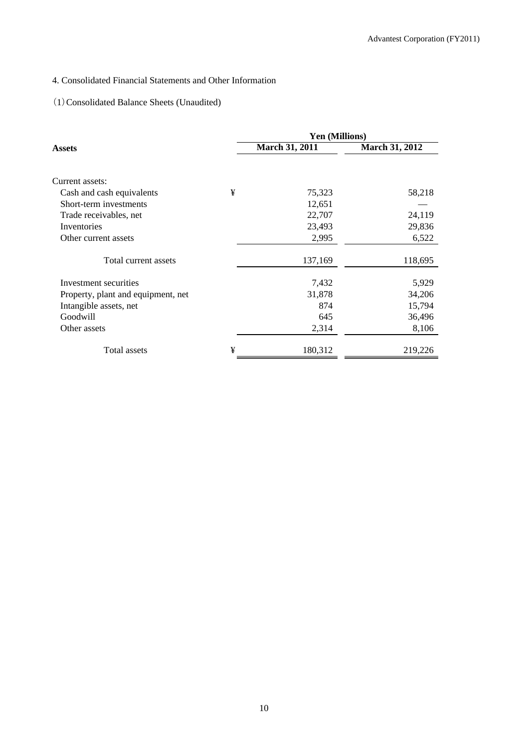## 4. Consolidated Financial Statements and Other Information

### (1) Consolidated Balance Sheets (Unaudited)

| Assets | | Yen (Millions) | |
|---|---|---|---|
| | | March 31, 2011 | March 31, 2012 |
| Current assets: | | | |
| Cash and cash equivalents | ¥ | 75,323 | 58,218 |
| Short-term investments | | 12,651 | — |
| Trade receivables, net | | 22,707 | 24,119 |
| Inventories | | 23,493 | 29,836 |
| Other current assets | | 2,995 | 6,522 |
| Total current assets | | 137,169 | 118,695 |
| Investment securities | | 7,432 | 5,929 |
| Property, plant and equipment, net | | 31,878 | 34,206 |
| Intangible assets, net | | 874 | 15,794 |
| Goodwill | | 645 | 36,496 |
| Other assets | | 2,314 | 8,106 |
| Total assets | ¥ | 180,312 | 219,226 |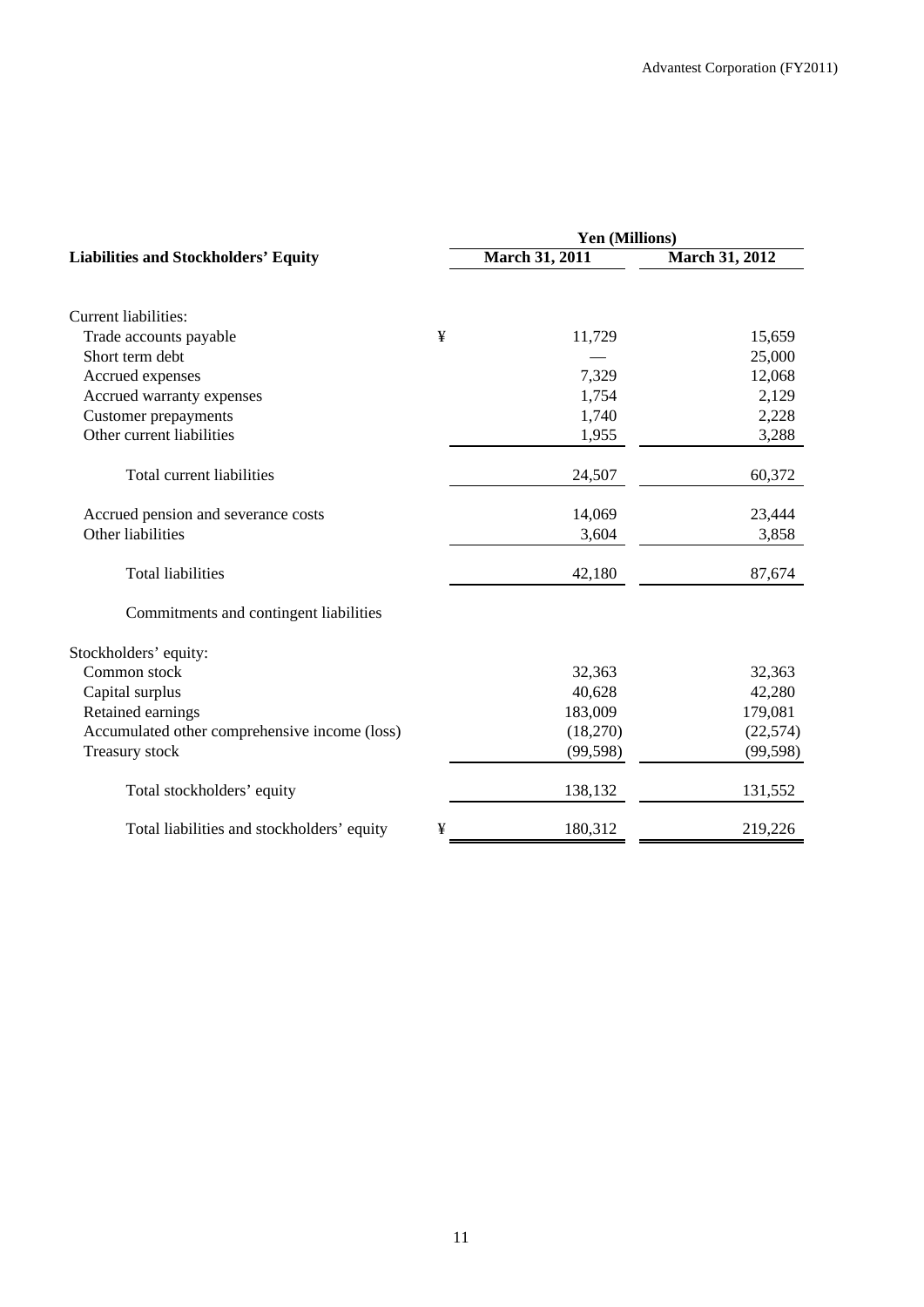| Liabilities and Stockholders' Equity | | Yen (Millions) | |
|---|---|---|---|
| | | March 31, 2011 | March 31, 2012 |
| Current liabilities: | | | |
| Trade accounts payable | ¥ | 11,729 | 15,659 |
| Short term debt | | — | 25,000 |
| Accrued expenses | | 7,329 | 12,068 |
| Accrued warranty expenses | | 1,754 | 2,129 |
| Customer prepayments | | 1,740 | 2,228 |
| Other current liabilities | | 1,955 | 3,288 |
| Total current liabilities | | 24,507 | 60,372 |
| Accrued pension and severance costs | | 14,069 | 23,444 |
| Other liabilities | | 3,604 | 3,858 |
| Total liabilities | | 42,180 | 87,674 |
| Commitments and contingent liabilities | | | |
| Stockholders' equity: | | | |
| Common stock | | 32,363 | 32,363 |
| Capital surplus | | 40,628 | 42,280 |
| Retained earnings | | 183,009 | 179,081 |
| Accumulated other comprehensive income (loss) | | (18,270) | (22,574) |
| Treasury stock | | (99,598) | (99,598) |
| Total stockholders' equity | | 138,132 | 131,552 |
| Total liabilities and stockholders' equity | ¥ | 180,312 | 219,226 |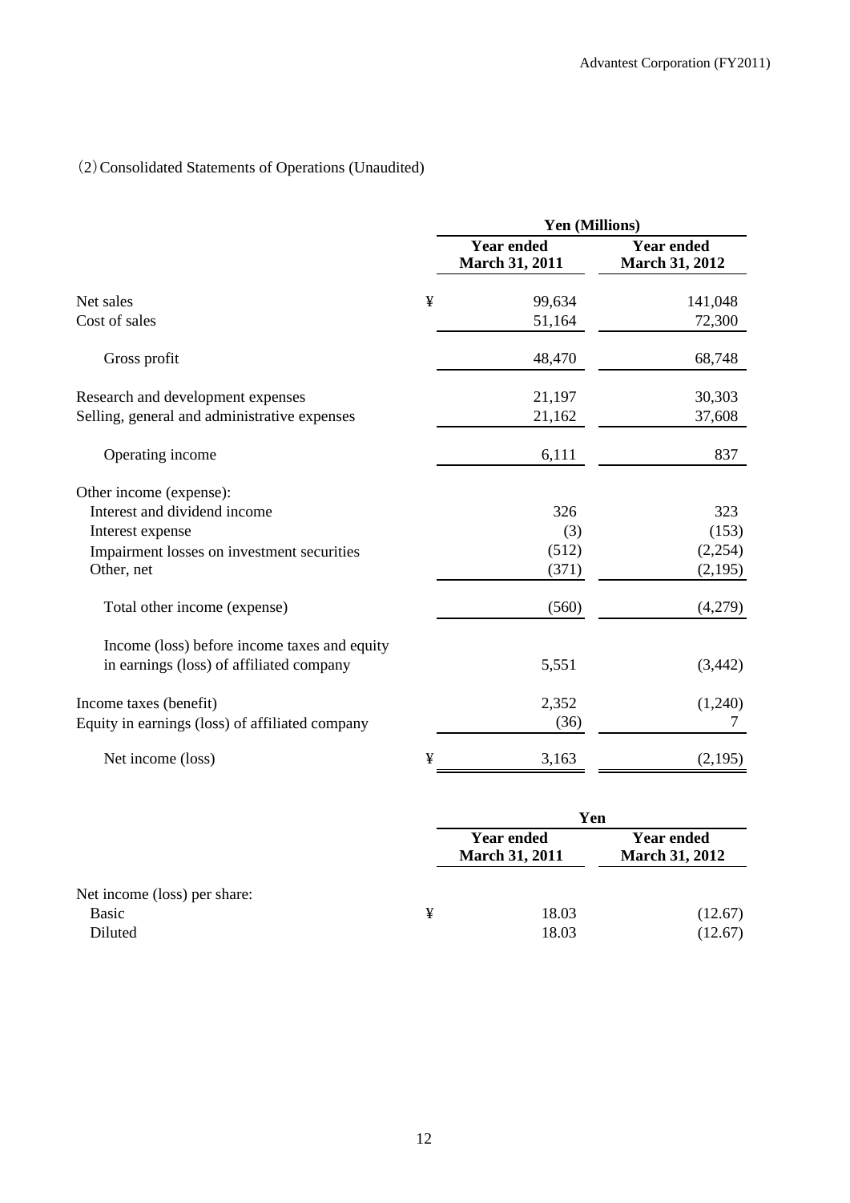（2）Consolidated Statements of Operations (Unaudited)

| | | Yen (Millions) | |
|---|---|---|---|
| | | Year ended March 31, 2011 | Year ended March 31, 2012 |
| Net sales | ¥ | 99,634 | 141,048 |
| Cost of sales | | 51,164 | 72,300 |
| Gross profit | | 48,470 | 68,748 |
| Research and development expenses | | 21,197 | 30,303 |
| Selling, general and administrative expenses | | 21,162 | 37,608 |
| Operating income | | 6,111 | 837 |
| Other income (expense): | | | |
| Interest and dividend income | | 326 | 323 |
| Interest expense | | (3) | (153) |
| Impairment losses on investment securities | | (512) | (2,254) |
| Other, net | | (371) | (2,195) |
| Total other income (expense) | | (560) | (4,279) |
| Income (loss) before income taxes and equity in earnings (loss) of affiliated company | | 5,551 | (3,442) |
| Income taxes (benefit) | | 2,352 | (1,240) |
| Equity in earnings (loss) of affiliated company | | (36) | 7 |
| Net income (loss) | ¥ | 3,163 | (2,195) |

| | | Yen | |
|---|---|---|---|
| | | Year ended March 31, 2011 | Year ended March 31, 2012 |
| Net income (loss) per share: | | | |
| Basic | ¥ | 18.03 | (12.67) |
| Diluted | | 18.03 | (12.67) |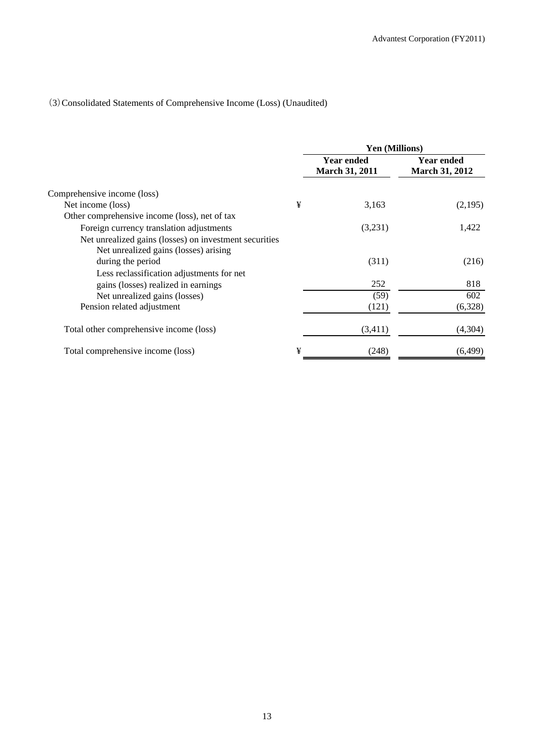（3）Consolidated Statements of Comprehensive Income (Loss) (Unaudited)

| | | Yen (Millions) | |
|---|---|---|---|
| | | Year ended March 31, 2011 | Year ended March 31, 2012 |
| Comprehensive income (loss) | | | |
| Net income (loss) | ¥ | 3,163 | (2,195) |
| Other comprehensive income (loss), net of tax | | | |
| Foreign currency translation adjustments | | (3,231) | 1,422 |
| Net unrealized gains (losses) on investment securities | | | |
| Net unrealized gains (losses) arising during the period | | (311) | (216) |
| Less reclassification adjustments for net gains (losses) realized in earnings | | 252 | 818 |
| Net unrealized gains (losses) | | (59) | 602 |
| Pension related adjustment | | (121) | (6,328) |
| Total other comprehensive income (loss) | | (3,411) | (4,304) |
| Total comprehensive income (loss) | ¥ | (248) | (6,499) |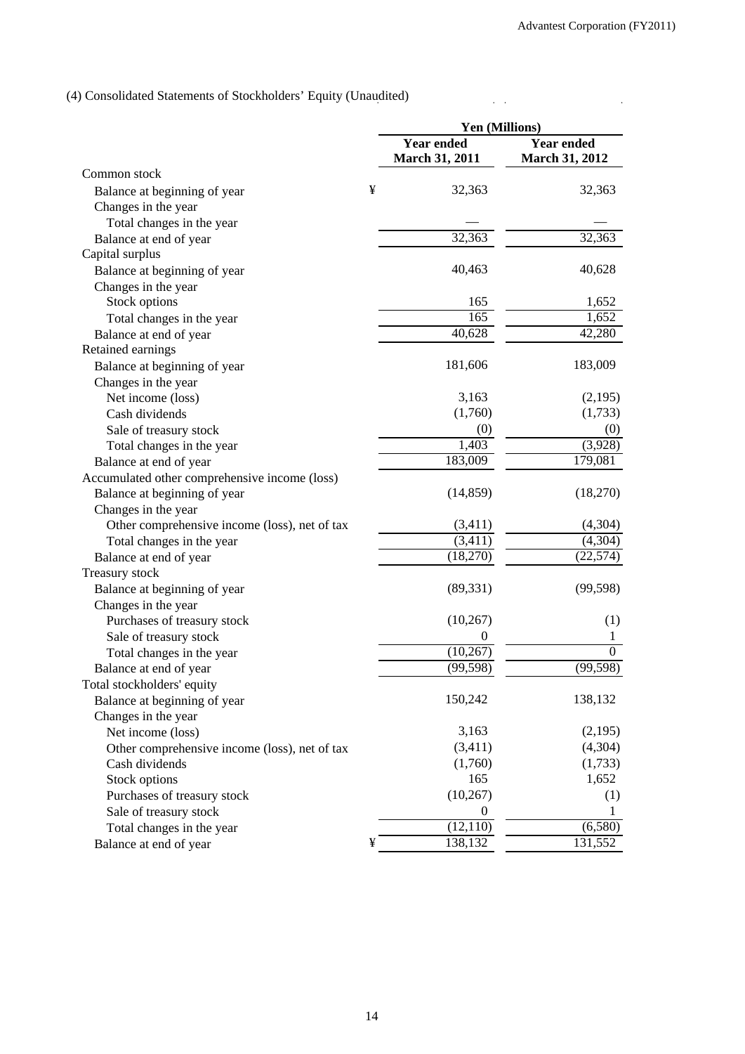(4) Consolidated Statements of Stockholders' Equity (Unaudited)

| | | Yen (Millions) | |
|---|---|---|---|
| | | Year ended March 31, 2011 | Year ended March 31, 2012 |
| Common stock | | | |
| Balance at beginning of year | ¥ | 32,363 | 32,363 |
| Changes in the year | | | |
| Total changes in the year | | — | — |
| Balance at end of year | | 32,363 | 32,363 |
| Capital surplus | | | |
| Balance at beginning of year | | 40,463 | 40,628 |
| Changes in the year | | | |
| Stock options | | 165 | 1,652 |
| Total changes in the year | | 165 | 1,652 |
| Balance at end of year | | 40,628 | 42,280 |
| Retained earnings | | | |
| Balance at beginning of year | | 181,606 | 183,009 |
| Changes in the year | | | |
| Net income (loss) | | 3,163 | (2,195) |
| Cash dividends | | (1,760) | (1,733) |
| Sale of treasury stock | | (0) | (0) |
| Total changes in the year | | 1,403 | (3,928) |
| Balance at end of year | | 183,009 | 179,081 |
| Accumulated other comprehensive income (loss) | | | |
| Balance at beginning of year | | (14,859) | (18,270) |
| Changes in the year | | | |
| Other comprehensive income (loss), net of tax | | (3,411) | (4,304) |
| Total changes in the year | | (3,411) | (4,304) |
| Balance at end of year | | (18,270) | (22,574) |
| Treasury stock | | | |
| Balance at beginning of year | | (89,331) | (99,598) |
| Changes in the year | | | |
| Purchases of treasury stock | | (10,267) | (1) |
| Sale of treasury stock | | 0 | 1 |
| Total changes in the year | | (10,267) | 0 |
| Balance at end of year | | (99,598) | (99,598) |
| Total stockholders' equity | | | |
| Balance at beginning of year | | 150,242 | 138,132 |
| Changes in the year | | | |
| Net income (loss) | | 3,163 | (2,195) |
| Other comprehensive income (loss), net of tax | | (3,411) | (4,304) |
| Cash dividends | | (1,760) | (1,733) |
| Stock options | | 165 | 1,652 |
| Purchases of treasury stock | | (10,267) | (1) |
| Sale of treasury stock | | 0 | 1 |
| Total changes in the year | | (12,110) | (6,580) |
| Balance at end of year | ¥ | 138,132 | 131,552 |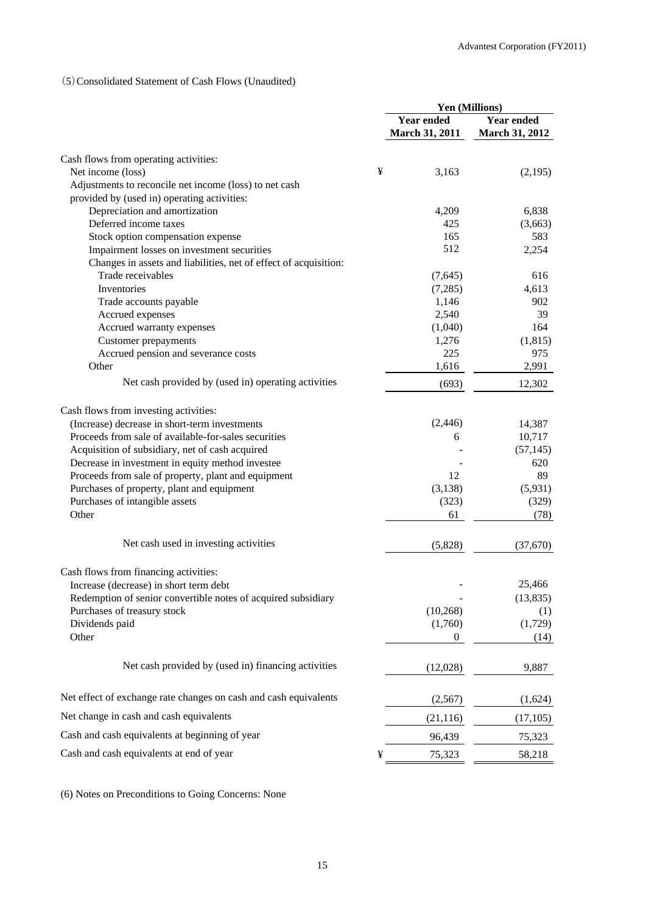(5) Consolidated Statement of Cash Flows (Unaudited)

| | Yen (Millions) | |
|---|---|---|
| | Year ended March 31, 2011 | Year ended March 31, 2012 |
| Cash flows from operating activities: | | |
| Net income (loss) | ¥ 3,163 | (2,195) |
| Adjustments to reconcile net income (loss) to net cash provided by (used in) operating activities: | | |
| Depreciation and amortization | 4,209 | 6,838 |
| Deferred income taxes | 425 | (3,663) |
| Stock option compensation expense | 165 | 583 |
| Impairment losses on investment securities | 512 | 2,254 |
| Changes in assets and liabilities, net of effect of acquisition: | | |
| Trade receivables | (7,645) | 616 |
| Inventories | (7,285) | 4,613 |
| Trade accounts payable | 1,146 | 902 |
| Accrued expenses | 2,540 | 39 |
| Accrued warranty expenses | (1,040) | 164 |
| Customer prepayments | 1,276 | (1,815) |
| Accrued pension and severance costs | 225 | 975 |
| Other | 1,616 | 2,991 |
| Net cash provided by (used in) operating activities | (693) | 12,302 |
| Cash flows from investing activities: | | |
| (Increase) decrease in short-term investments | (2,446) | 14,387 |
| Proceeds from sale of available-for-sales securities | 6 | 10,717 |
| Acquisition of subsidiary, net of cash acquired | - | (57,145) |
| Decrease in investment in equity method investee | - | 620 |
| Proceeds from sale of property, plant and equipment | 12 | 89 |
| Purchases of property, plant and equipment | (3,138) | (5,931) |
| Purchases of intangible assets | (323) | (329) |
| Other | 61 | (78) |
| Net cash used in investing activities | (5,828) | (37,670) |
| Cash flows from financing activities: | | |
| Increase (decrease) in short term debt | - | 25,466 |
| Redemption of senior convertible notes of acquired subsidiary | - | (13,835) |
| Purchases of treasury stock | (10,268) | (1) |
| Dividends paid | (1,760) | (1,729) |
| Other | 0 | (14) |
| Net cash provided by (used in) financing activities | (12,028) | 9,887 |
| Net effect of exchange rate changes on cash and cash equivalents | (2,567) | (1,624) |
| Net change in cash and cash equivalents | (21,116) | (17,105) |
| Cash and cash equivalents at beginning of year | 96,439 | 75,323 |
| Cash and cash equivalents at end of year | ¥ 75,323 | 58,218 |

(6) Notes on Preconditions to Going Concerns: None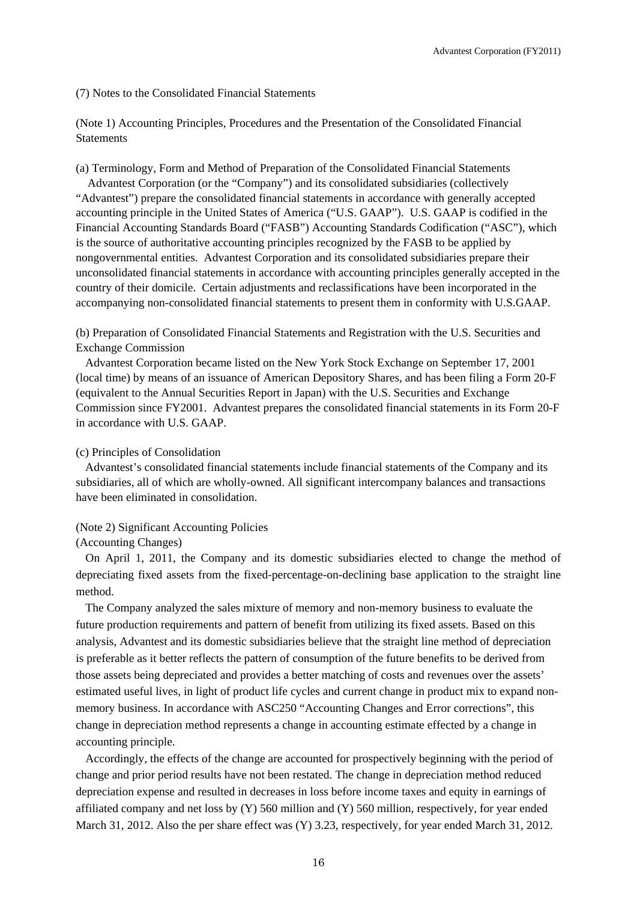(7) Notes to the Consolidated Financial Statements

(Note 1) Accounting Principles, Procedures and the Presentation of the Consolidated Financial Statements

(a) Terminology, Form and Method of Preparation of the Consolidated Financial Statements

Advantest Corporation (or the "Company") and its consolidated subsidiaries (collectively "Advantest") prepare the consolidated financial statements in accordance with generally accepted accounting principle in the United States of America ("U.S. GAAP"). U.S. GAAP is codified in the Financial Accounting Standards Board ("FASB") Accounting Standards Codification ("ASC"), which is the source of authoritative accounting principles recognized by the FASB to be applied by nongovernmental entities. Advantest Corporation and its consolidated subsidiaries prepare their unconsolidated financial statements in accordance with accounting principles generally accepted in the country of their domicile. Certain adjustments and reclassifications have been incorporated in the accompanying non-consolidated financial statements to present them in conformity with U.S.GAAP.

(b) Preparation of Consolidated Financial Statements and Registration with the U.S. Securities and Exchange Commission

Advantest Corporation became listed on the New York Stock Exchange on September 17, 2001 (local time) by means of an issuance of American Depository Shares, and has been filing a Form 20-F (equivalent to the Annual Securities Report in Japan) with the U.S. Securities and Exchange Commission since FY2001. Advantest prepares the consolidated financial statements in its Form 20-F in accordance with U.S. GAAP.

(c) Principles of Consolidation

Advantest's consolidated financial statements include financial statements of the Company and its subsidiaries, all of which are wholly-owned. All significant intercompany balances and transactions have been eliminated in consolidation.

(Note 2) Significant Accounting Policies

(Accounting Changes)

On April 1, 2011, the Company and its domestic subsidiaries elected to change the method of depreciating fixed assets from the fixed-percentage-on-declining base application to the straight line method.

The Company analyzed the sales mixture of memory and non-memory business to evaluate the future production requirements and pattern of benefit from utilizing its fixed assets. Based on this analysis, Advantest and its domestic subsidiaries believe that the straight line method of depreciation is preferable as it better reflects the pattern of consumption of the future benefits to be derived from those assets being depreciated and provides a better matching of costs and revenues over the assets' estimated useful lives, in light of product life cycles and current change in product mix to expand non-memory business. In accordance with ASC250 "Accounting Changes and Error corrections", this change in depreciation method represents a change in accounting estimate effected by a change in accounting principle.

Accordingly, the effects of the change are accounted for prospectively beginning with the period of change and prior period results have not been restated. The change in depreciation method reduced depreciation expense and resulted in decreases in loss before income taxes and equity in earnings of affiliated company and net loss by (Y) 560 million and (Y) 560 million, respectively, for year ended March 31, 2012. Also the per share effect was (Y) 3.23, respectively, for year ended March 31, 2012.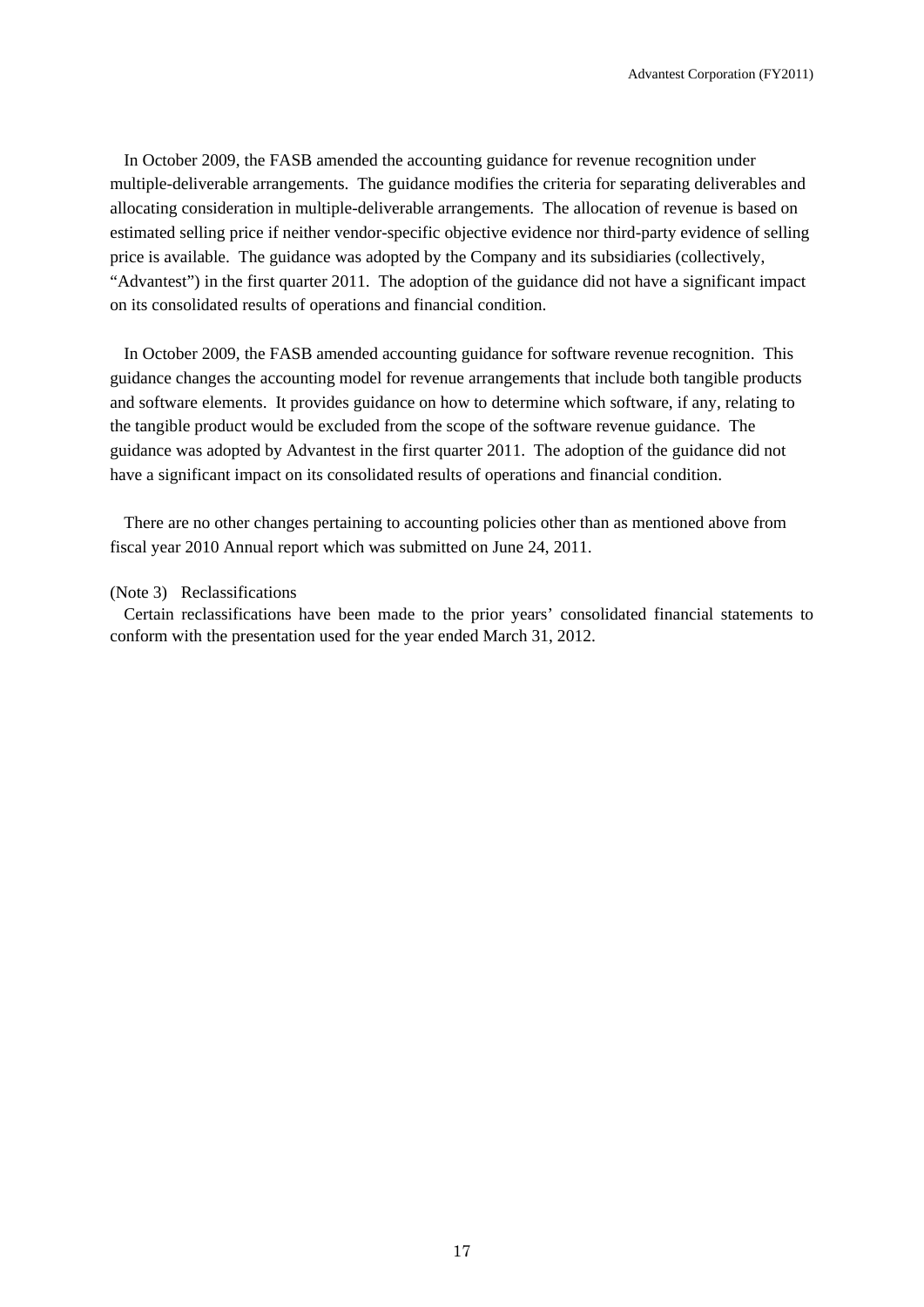In October 2009, the FASB amended the accounting guidance for revenue recognition under multiple-deliverable arrangements. The guidance modifies the criteria for separating deliverables and allocating consideration in multiple-deliverable arrangements. The allocation of revenue is based on estimated selling price if neither vendor-specific objective evidence nor third-party evidence of selling price is available. The guidance was adopted by the Company and its subsidiaries (collectively, "Advantest") in the first quarter 2011. The adoption of the guidance did not have a significant impact on its consolidated results of operations and financial condition.

In October 2009, the FASB amended accounting guidance for software revenue recognition. This guidance changes the accounting model for revenue arrangements that include both tangible products and software elements. It provides guidance on how to determine which software, if any, relating to the tangible product would be excluded from the scope of the software revenue guidance. The guidance was adopted by Advantest in the first quarter 2011. The adoption of the guidance did not have a significant impact on its consolidated results of operations and financial condition.

There are no other changes pertaining to accounting policies other than as mentioned above from fiscal year 2010 Annual report which was submitted on June 24, 2011.

(Note 3) Reclassifications

Certain reclassifications have been made to the prior years' consolidated financial statements to conform with the presentation used for the year ended March 31, 2012.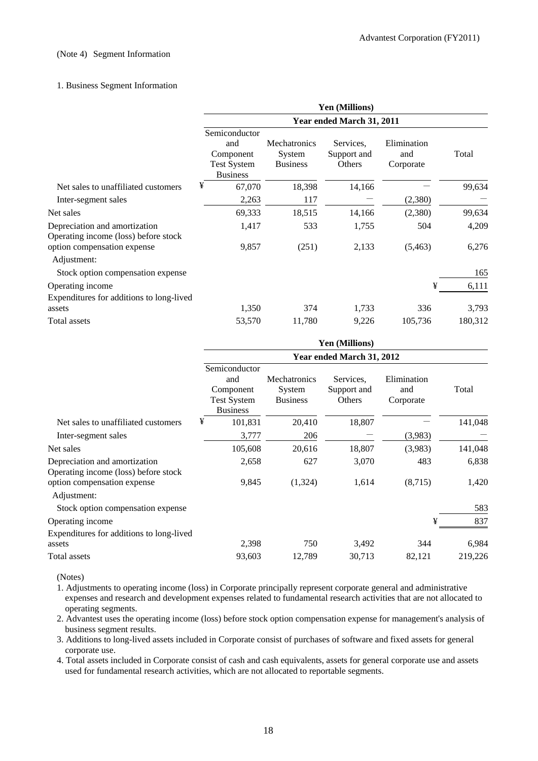(Note 4) Segment Information

1. Business Segment Information

| | Yen (Millions) | | | | |
|---|---|---|---|---|---|
| | Year ended March 31, 2011 | | | | |
| | Semiconductor and Component Test System Business | Mechatronics System Business | Services, Support and Others | Elimination and Corporate | Total |
| Net sales to unaffiliated customers | ¥ 67,070 | 18,398 | 14,166 | — | 99,634 |
| Inter-segment sales | 2,263 | 117 | — | (2,380) | — |
| Net sales | 69,333 | 18,515 | 14,166 | (2,380) | 99,634 |
| Depreciation and amortization | 1,417 | 533 | 1,755 | 504 | 4,209 |
| Operating income (loss) before stock option compensation expense | 9,857 | (251) | 2,133 | (5,463) | 6,276 |
| Adjustment: | | | | | |
| Stock option compensation expense | | | | | 165 |
| Operating income | | | | ¥ | 6,111 |
| Expenditures for additions to long-lived assets | 1,350 | 374 | 1,733 | 336 | 3,793 |
| Total assets | 53,570 | 11,780 | 9,226 | 105,736 | 180,312 |

| | Yen (Millions) | | | | |
|---|---|---|---|---|---|
| | Year ended March 31, 2012 | | | | |
| | Semiconductor and Component Test System Business | Mechatronics System Business | Services, Support and Others | Elimination and Corporate | Total |
| Net sales to unaffiliated customers | ¥ 101,831 | 20,410 | 18,807 | — | 141,048 |
| Inter-segment sales | 3,777 | 206 | — | (3,983) | — |
| Net sales | 105,608 | 20,616 | 18,807 | (3,983) | 141,048 |
| Depreciation and amortization | 2,658 | 627 | 3,070 | 483 | 6,838 |
| Operating income (loss) before stock option compensation expense | 9,845 | (1,324) | 1,614 | (8,715) | 1,420 |
| Adjustment: | | | | | |
| Stock option compensation expense | | | | | 583 |
| Operating income | | | | ¥ | 837 |
| Expenditures for additions to long-lived assets | 2,398 | 750 | 3,492 | 344 | 6,984 |
| Total assets | 93,603 | 12,789 | 30,713 | 82,121 | 219,226 |

(Notes)

1. Adjustments to operating income (loss) in Corporate principally represent corporate general and administrative expenses and research and development expenses related to fundamental research activities that are not allocated to operating segments.
2. Advantest uses the operating income (loss) before stock option compensation expense for management's analysis of business segment results.
3. Additions to long-lived assets included in Corporate consist of purchases of software and fixed assets for general corporate use.
4. Total assets included in Corporate consist of cash and cash equivalents, assets for general corporate use and assets used for fundamental research activities, which are not allocated to reportable segments.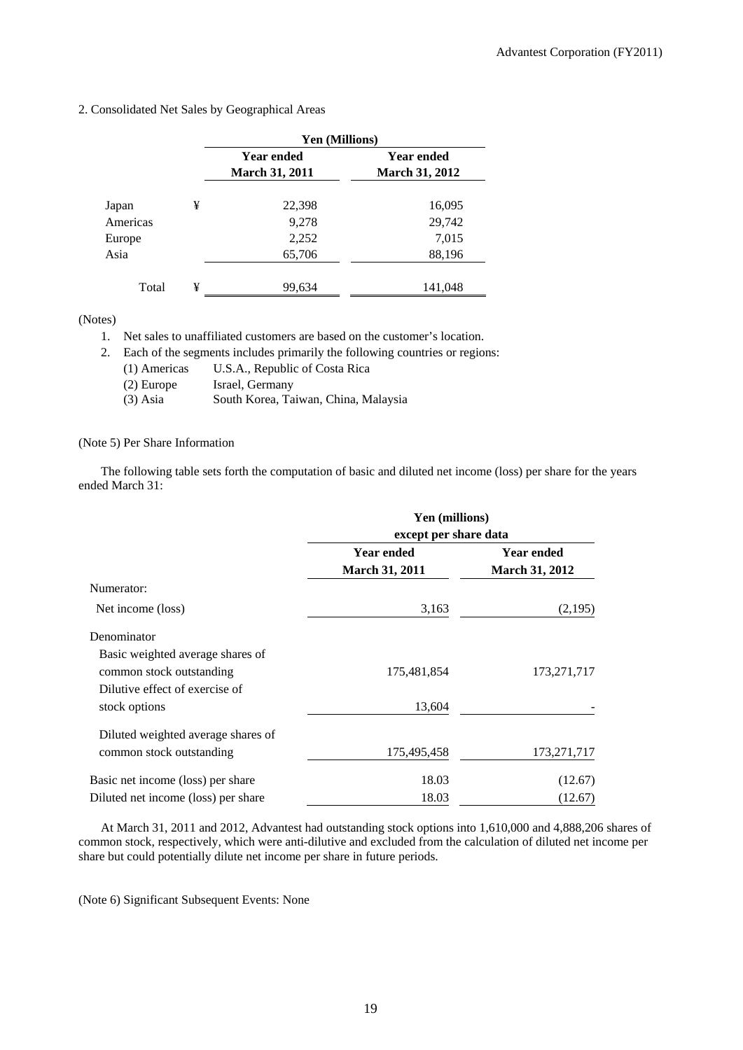2. Consolidated Net Sales by Geographical Areas

| | | Yen (Millions) | |
|---|---|---|---|
| | | Year ended March 31, 2011 | Year ended March 31, 2012 |
| Japan | ¥ | 22,398 | 16,095 |
| Americas | | 9,278 | 29,742 |
| Europe | | 2,252 | 7,015 |
| Asia | | 65,706 | 88,196 |
| Total | ¥ | 99,634 | 141,048 |

(Notes)

1. Net sales to unaffiliated customers are based on the customer's location.
2. Each of the segments includes primarily the following countries or regions:
   - (1) Americas U.S.A., Republic of Costa Rica
   - (2) Europe Israel, Germany
   - (3) Asia South Korea, Taiwan, China, Malaysia

(Note 5) Per Share Information

The following table sets forth the computation of basic and diluted net income (loss) per share for the years ended March 31:

| | Yen (millions) except per share data | |
|---|---|---|
| | Year ended March 31, 2011 | Year ended March 31, 2012 |
| Numerator: | | |
| Net income (loss) | 3,163 | (2,195) |
| Denominator | | |
| Basic weighted average shares of common stock outstanding | 175,481,854 | 173,271,717 |
| Dilutive effect of exercise of stock options | 13,604 | - |
| Diluted weighted average shares of common stock outstanding | 175,495,458 | 173,271,717 |
| Basic net income (loss) per share | 18.03 | (12.67) |
| Diluted net income (loss) per share | 18.03 | (12.67) |

At March 31, 2011 and 2012, Advantest had outstanding stock options into 1,610,000 and 4,888,206 shares of common stock, respectively, which were anti-dilutive and excluded from the calculation of diluted net income per share but could potentially dilute net income per share in future periods.

(Note 6) Significant Subsequent Events: None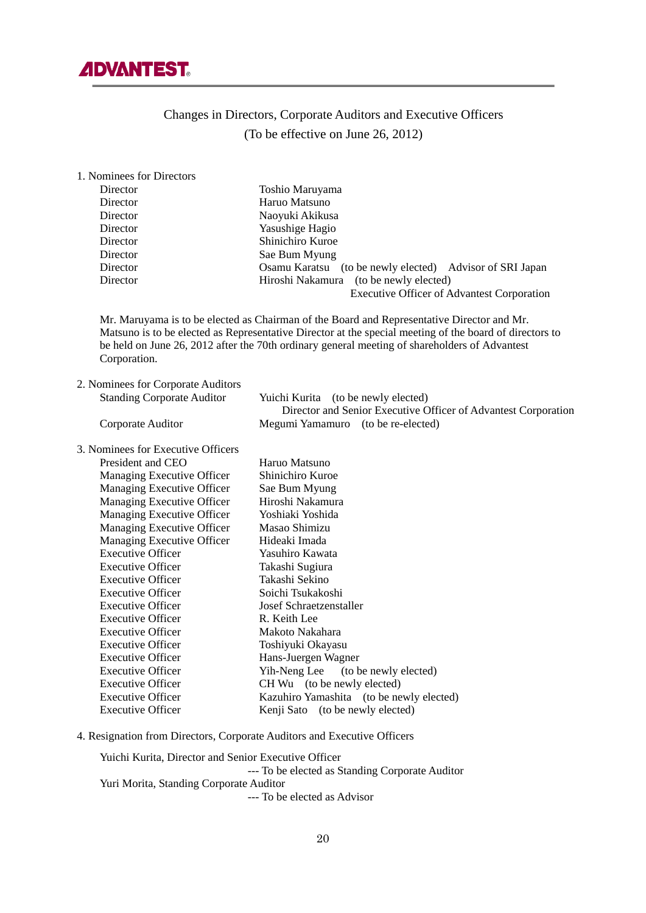ADVANTEST

## Changes in Directors, Corporate Auditors and Executive Officers
(To be effective on June 26, 2012)

1. Nominees for Directors

| | |
|---|---|
| Director | Toshio Maruyama |
| Director | Haruo Matsuno |
| Director | Naoyuki Akikusa |
| Director | Yasushige Hagio |
| Director | Shinichiro Kuroe |
| Director | Sae Bum Myung |
| Director | Osamu Karatsu (to be newly elected) Advisor of SRI Japan |
| Director | Hiroshi Nakamura (to be newly elected) Executive Officer of Advantest Corporation |

Mr. Maruyama is to be elected as Chairman of the Board and Representative Director and Mr. Matsuno is to be elected as Representative Director at the special meeting of the board of directors to be held on June 26, 2012 after the 70th ordinary general meeting of shareholders of Advantest Corporation.

2. Nominees for Corporate Auditors

| | |
|---|---|
| Standing Corporate Auditor | Yuichi Kurita (to be newly elected) Director and Senior Executive Officer of Advantest Corporation |
| Corporate Auditor | Megumi Yamamuro (to be re-elected) |

3. Nominees for Executive Officers

| | |
|---|---|
| President and CEO | Haruo Matsuno |
| Managing Executive Officer | Shinichiro Kuroe |
| Managing Executive Officer | Sae Bum Myung |
| Managing Executive Officer | Hiroshi Nakamura |
| Managing Executive Officer | Yoshiaki Yoshida |
| Managing Executive Officer | Masao Shimizu |
| Managing Executive Officer | Hideaki Imada |
| Executive Officer | Yasuhiro Kawata |
| Executive Officer | Takashi Sugiura |
| Executive Officer | Takashi Sekino |
| Executive Officer | Soichi Tsukakoshi |
| Executive Officer | Josef Schraetzenstaller |
| Executive Officer | R. Keith Lee |
| Executive Officer | Makoto Nakahara |
| Executive Officer | Toshiyuki Okayasu |
| Executive Officer | Hans-Juergen Wagner |
| Executive Officer | Yih-Neng Lee (to be newly elected) |
| Executive Officer | CH Wu (to be newly elected) |
| Executive Officer | Kazuhiro Yamashita (to be newly elected) |
| Executive Officer | Kenji Sato (to be newly elected) |

4. Resignation from Directors, Corporate Auditors and Executive Officers

Yuichi Kurita, Director and Senior Executive Officer
--- To be elected as Standing Corporate Auditor

Yuri Morita, Standing Corporate Auditor
--- To be elected as Advisor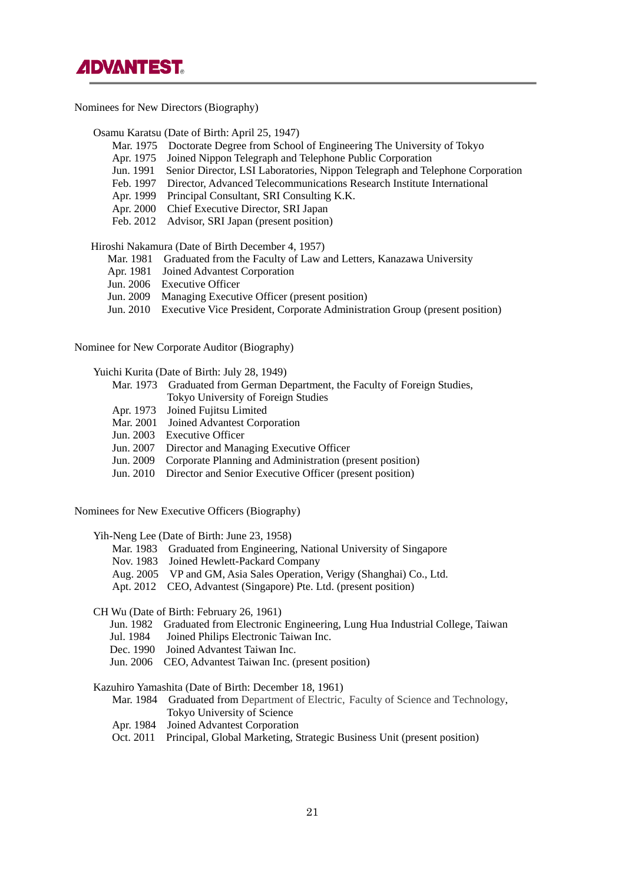## Nominees for New Directors (Biography)

Osamu Karatsu (Date of Birth: April 25, 1947)

- Mar. 1975 Doctorate Degree from School of Engineering The University of Tokyo
- Apr. 1975 Joined Nippon Telegraph and Telephone Public Corporation
- Jun. 1991 Senior Director, LSI Laboratories, Nippon Telegraph and Telephone Corporation
- Feb. 1997 Director, Advanced Telecommunications Research Institute International
- Apr. 1999 Principal Consultant, SRI Consulting K.K.
- Apr. 2000 Chief Executive Director, SRI Japan
- Feb. 2012 Advisor, SRI Japan (present position)

Hiroshi Nakamura (Date of Birth December 4, 1957)

- Mar. 1981 Graduated from the Faculty of Law and Letters, Kanazawa University
- Apr. 1981 Joined Advantest Corporation
- Jun. 2006 Executive Officer
- Jun. 2009 Managing Executive Officer (present position)
- Jun. 2010 Executive Vice President, Corporate Administration Group (present position)

## Nominee for New Corporate Auditor (Biography)

Yuichi Kurita (Date of Birth: July 28, 1949)

- Mar. 1973 Graduated from German Department, the Faculty of Foreign Studies, Tokyo University of Foreign Studies
- Apr. 1973 Joined Fujitsu Limited
- Mar. 2001 Joined Advantest Corporation
- Jun. 2003 Executive Officer
- Jun. 2007 Director and Managing Executive Officer
- Jun. 2009 Corporate Planning and Administration (present position)
- Jun. 2010 Director and Senior Executive Officer (present position)

## Nominees for New Executive Officers (Biography)

Yih-Neng Lee (Date of Birth: June 23, 1958)

- Mar. 1983 Graduated from Engineering, National University of Singapore
- Nov. 1983 Joined Hewlett-Packard Company
- Aug. 2005 VP and GM, Asia Sales Operation, Verigy (Shanghai) Co., Ltd.
- Apt. 2012 CEO, Advantest (Singapore) Pte. Ltd. (present position)

CH Wu (Date of Birth: February 26, 1961)

- Jun. 1982 Graduated from Electronic Engineering, Lung Hua Industrial College, Taiwan
- Jul. 1984 Joined Philips Electronic Taiwan Inc.
- Dec. 1990 Joined Advantest Taiwan Inc.
- Jun. 2006 CEO, Advantest Taiwan Inc. (present position)

Kazuhiro Yamashita (Date of Birth: December 18, 1961)

- Mar. 1984 Graduated from Department of Electric, Faculty of Science and Technology, Tokyo University of Science
- Apr. 1984 Joined Advantest Corporation
- Oct. 2011 Principal, Global Marketing, Strategic Business Unit (present position)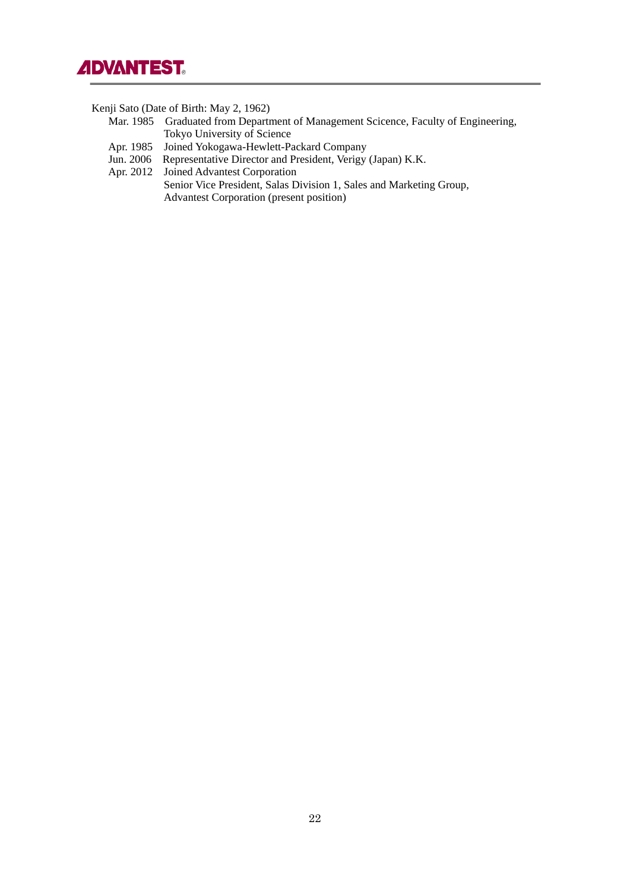Kenji Sato (Date of Birth: May 2, 1962)

| | |
|---|---|
| Mar. 1985 | Graduated from Department of Management Scicence, Faculty of Engineering, Tokyo University of Science |
| Apr. 1985 | Joined Yokogawa-Hewlett-Packard Company |
| Jun. 2006 | Representative Director and President, Verigy (Japan) K.K. |
| Apr. 2012 | Joined Advantest Corporation<br>Senior Vice President, Salas Division 1, Sales and Marketing Group, Advantest Corporation (present position) |